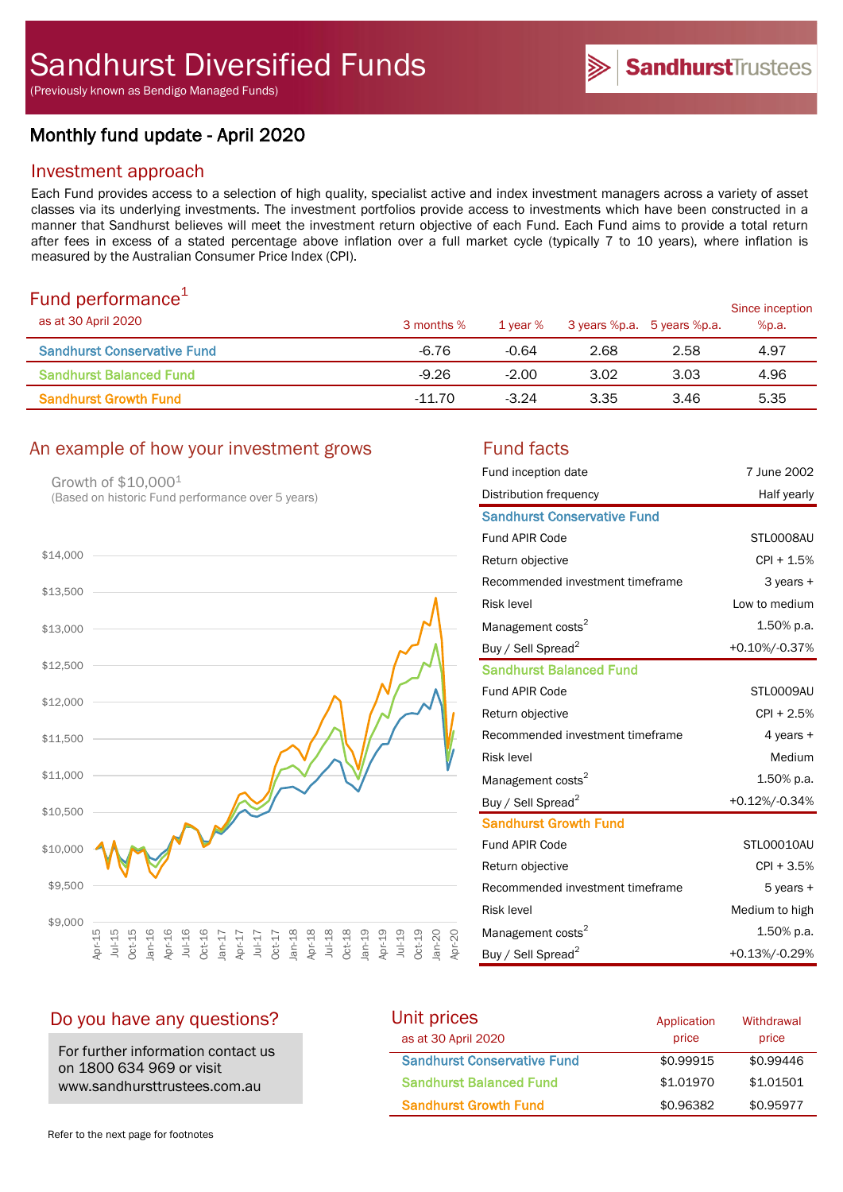# Sandhurst Diversified Funds

(Previously known as Bendigo Managed Funds)

SandhurstTrustees

## Monthly fund update - April 2020

## Investment approach

Each Fund provides access to a selection of high quality, specialist active and index investment managers across a variety of asset classes via its underlying investments. The investment portfolios provide access to investments which have been constructed in a manner that Sandhurst believes will meet the investment return objective of each Fund. Each Fund aims to provide a total return after fees in excess of a stated percentage above inflation over a full market cycle (typically 7 to 10 years), where inflation is measured by the Australian Consumer Price Index (CPI).

## Fund performance[1]

| as at 30 April 2020 | 3 months % | 1 year % | 3 years %p.a. | 5 years %p.a. | Since inception %p.a. |
|---|---|---|---|---|---|
| Sandhurst Conservative Fund | -6.76 | -0.64 | 2.68 | 2.58 | 4.97 |
| Sandhurst Balanced Fund | -9.26 | -2.00 | 3.02 | 3.03 | 4.96 |
| Sandhurst Growth Fund | -11.70 | -3.24 | 3.35 | 3.46 | 5.35 |

## An example of how your investment grows

Growth of $10,000[1]
(Based on historic Fund performance over 5 years)

## Fund facts

| | |
|---|---|
| Fund inception date | 7 June 2002 |
| Distribution frequency | Half yearly |
| **Sandhurst Conservative Fund** | |
| Fund APIR Code | STL0008AU |
| Return objective | CPI + 1.5% |
| Recommended investment timeframe | 3 years + |
| Risk level | Low to medium |
| Management costs[2] | 1.50% p.a. |
| Buy / Sell Spread[2] | +0.10%/-0.37% |
| **Sandhurst Balanced Fund** | |
| Fund APIR Code | STL0009AU |
| Return objective | CPI + 2.5% |
| Recommended investment timeframe | 4 years + |
| Risk level | Medium |
| Management costs[2] | 1.50% p.a. |
| Buy / Sell Spread[2] | +0.12%/-0.34% |
| **Sandhurst Growth Fund** | |
| Fund APIR Code | STL00010AU |
| Return objective | CPI + 3.5% |
| Recommended investment timeframe | 5 years + |
| Risk level | Medium to high |
| Management costs[2] | 1.50% p.a. |
| Buy / Sell Spread[2] | +0.13%/-0.29% |

## Do you have any questions?

For further information contact us on 1800 634 969 or visit www.sandhursttrustees.com.au

## Unit prices

| as at 30 April 2020 | Application price | Withdrawal price |
|---|---|---|
| Sandhurst Conservative Fund | $0.99915 | $0.99446 |
| Sandhurst Balanced Fund | $1.01970 | $1.01501 |
| Sandhurst Growth Fund | $0.96382 | $0.95977 |

Refer to the next page for footnotes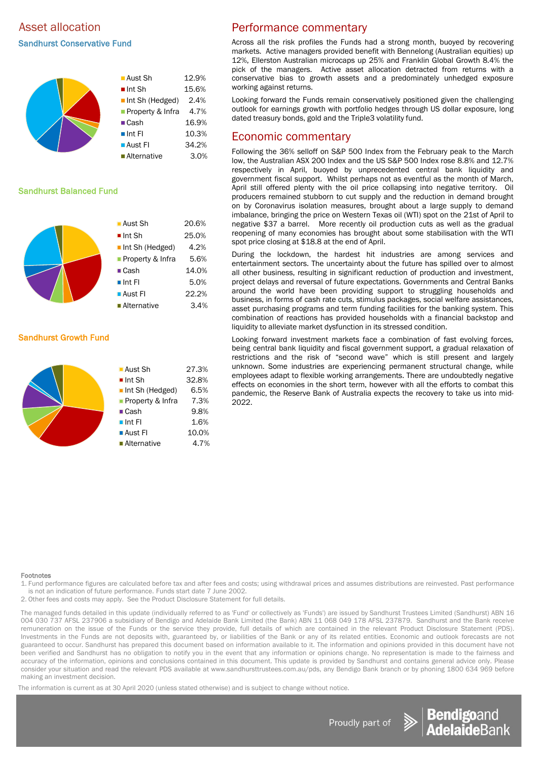# Asset allocation

## Sandhurst Conservative Fund

Aust Sh 12.9%
Int Sh 15.6%
Int Sh (Hedged) 2.4%
Property & Infra 4.7%
Cash 16.9%
Int FI 10.3%
Aust FI 34.2%
Alternative 3.0%

## Sandhurst Balanced Fund

Aust Sh 20.6%
Int Sh 25.0%
Int Sh (Hedged) 4.2%
Property & Infra 5.6%
Cash 14.0%
Int FI 5.0%
Aust FI 22.2%
Alternative 3.4%

## Sandhurst Growth Fund

Aust Sh 27.3%
Int Sh 32.8%
Int Sh (Hedged) 6.5%
Property & Infra 7.3%
Cash 9.8%
Int FI 1.6%
Aust FI 10.0%
Alternative 4.7%

# Performance commentary

Across all the risk profiles the Funds had a strong month, buoyed by recovering markets. Active managers provided benefit with Bennelong (Australian equities) up 12%, Ellerston Australian microcaps up 25% and Franklin Global Growth 8.4% the pick of the managers. Active asset allocation detracted from returns with a conservative bias to growth assets and a predominately unhedged exposure working against returns.

Looking forward the Funds remain conservatively positioned given the challenging outlook for earnings growth with portfolio hedges through US dollar exposure, long dated treasury bonds, gold and the Triple3 volatility fund.

# Economic commentary

Following the 36% selloff on S&P 500 Index from the February peak to the March low, the Australian ASX 200 Index and the US S&P 500 Index rose 8.8% and 12.7% respectively in April, buoyed by unprecedented central bank liquidity and government fiscal support. Whilst perhaps not as eventful as the month of March, April still offered plenty with the oil price collapsing into negative territory. Oil producers remained stubborn to cut supply and the reduction in demand brought on by Coronavirus isolation measures, brought about a large supply to demand imbalance, bringing the price on Western Texas oil (WTI) spot on the 21st of April to negative $37 a barrel. More recently oil production cuts as well as the gradual reopening of many economies has brought about some stabilisation with the WTI spot price closing at $18.8 at the end of April.

During the lockdown, the hardest hit industries are among services and entertainment sectors. The uncertainty about the future has spilled over to almost all other business, resulting in significant reduction of production and investment, project delays and reversal of future expectations. Governments and Central Banks around the world have been providing support to struggling households and business, in forms of cash rate cuts, stimulus packages, social welfare assistances, asset purchasing programs and term funding facilities for the banking system. This combination of reactions has provided households with a financial backstop and liquidity to alleviate market dysfunction in its stressed condition.

Looking forward investment markets face a combination of fast evolving forces, being central bank liquidity and fiscal government support, a gradual relaxation of restrictions and the risk of "second wave" which is still present and largely unknown. Some industries are experiencing permanent structural change, while employees adapt to flexible working arrangements. There are undoubtedly negative effects on economies in the short term, however with all the efforts to combat this pandemic, the Reserve Bank of Australia expects the recovery to take us into mid-2022.

**Footnotes**

1. Fund performance figures are calculated before tax and after fees and costs; using withdrawal prices and assumes distributions are reinvested. Past performance is not an indication of future performance. Funds start date 7 June 2002.
2. Other fees and costs may apply. See the Product Disclosure Statement for full details.

The managed funds detailed in this update (individually referred to as 'Fund' or collectively as 'Funds') are issued by Sandhurst Trustees Limited (Sandhurst) ABN 16 004 030 737 AFSL 237906 a subsidiary of Bendigo and Adelaide Bank Limited (the Bank) ABN 11 068 049 178 AFSL 237879. Sandhurst and the Bank receive remuneration on the issue of the Funds or the service they provide, full details of which are contained in the relevant Product Disclosure Statement (PDS). Investments in the Funds are not deposits with, guaranteed by, or liabilities of the Bank or any of its related entities. Economic and outlook forecasts are not guaranteed to occur. Sandhurst has prepared this document based on information available to it. The information and opinions provided in this document have not been verified and Sandhurst has no obligation to notify you in the event that any information or opinions change. No representation is made to the fairness and accuracy of the information, opinions and conclusions contained in this document. This update is provided by Sandhurst and contains general advice only. Please consider your situation and read the relevant PDS available at www.sandhursttrustees.com.au/pds, any Bendigo Bank branch or by phoning 1800 634 969 before making an investment decision.

The information is current as at 30 April 2020 (unless stated otherwise) and is subject to change without notice.

Proudly part of Bendigo and Adelaide Bank